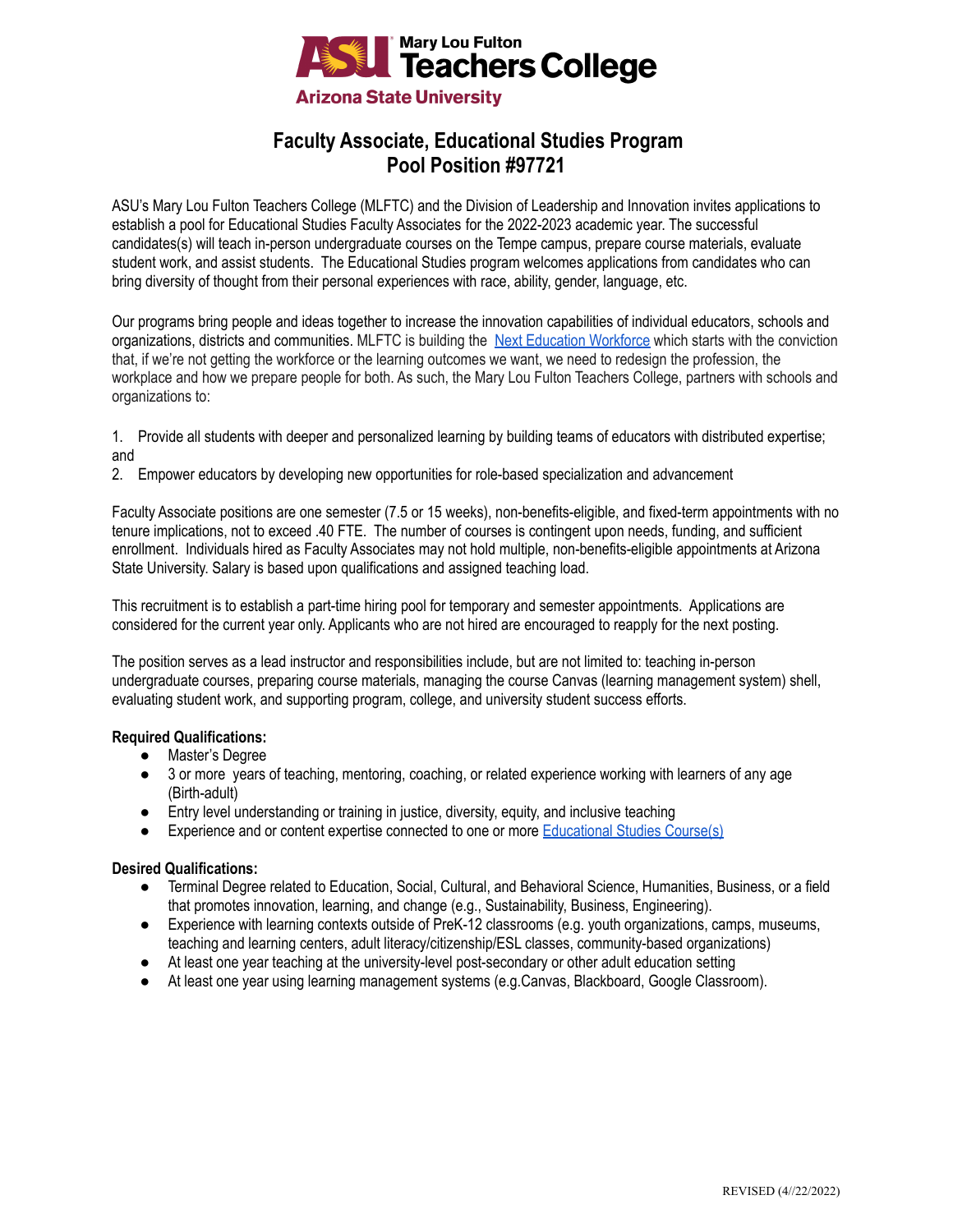ASU Mary Lou Fulton Teachers College
Arizona State University

# Faculty Associate, Educational Studies Program
# Pool Position #97721

ASU's Mary Lou Fulton Teachers College (MLFTC) and the Division of Leadership and Innovation invites applications to establish a pool for Educational Studies Faculty Associates for the 2022-2023 academic year. The successful candidates(s) will teach in-person undergraduate courses on the Tempe campus, prepare course materials, evaluate student work, and assist students. The Educational Studies program welcomes applications from candidates who can bring diversity of thought from their personal experiences with race, ability, gender, language, etc.

Our programs bring people and ideas together to increase the innovation capabilities of individual educators, schools and organizations, districts and communities. MLFTC is building the Next Education Workforce which starts with the conviction that, if we're not getting the workforce or the learning outcomes we want, we need to redesign the profession, the workplace and how we prepare people for both. As such, the Mary Lou Fulton Teachers College, partners with schools and organizations to:

1. Provide all students with deeper and personalized learning by building teams of educators with distributed expertise; and
2. Empower educators by developing new opportunities for role-based specialization and advancement

Faculty Associate positions are one semester (7.5 or 15 weeks), non-benefits-eligible, and fixed-term appointments with no tenure implications, not to exceed .40 FTE. The number of courses is contingent upon needs, funding, and sufficient enrollment. Individuals hired as Faculty Associates may not hold multiple, non-benefits-eligible appointments at Arizona State University. Salary is based upon qualifications and assigned teaching load.

This recruitment is to establish a part-time hiring pool for temporary and semester appointments. Applications are considered for the current year only. Applicants who are not hired are encouraged to reapply for the next posting.

The position serves as a lead instructor and responsibilities include, but are not limited to: teaching in-person undergraduate courses, preparing course materials, managing the course Canvas (learning management system) shell, evaluating student work, and supporting program, college, and university student success efforts.

**Required Qualifications:**

- Master's Degree
- 3 or more years of teaching, mentoring, coaching, or related experience working with learners of any age (Birth-adult)
- Entry level understanding or training in justice, diversity, equity, and inclusive teaching
- Experience and or content expertise connected to one or more Educational Studies Course(s)

**Desired Qualifications:**

- Terminal Degree related to Education, Social, Cultural, and Behavioral Science, Humanities, Business, or a field that promotes innovation, learning, and change (e.g., Sustainability, Business, Engineering).
- Experience with learning contexts outside of PreK-12 classrooms (e.g. youth organizations, camps, museums, teaching and learning centers, adult literacy/citizenship/ESL classes, community-based organizations)
- At least one year teaching at the university-level post-secondary or other adult education setting
- At least one year using learning management systems (e.g.Canvas, Blackboard, Google Classroom).

REVISED (4//22/2022)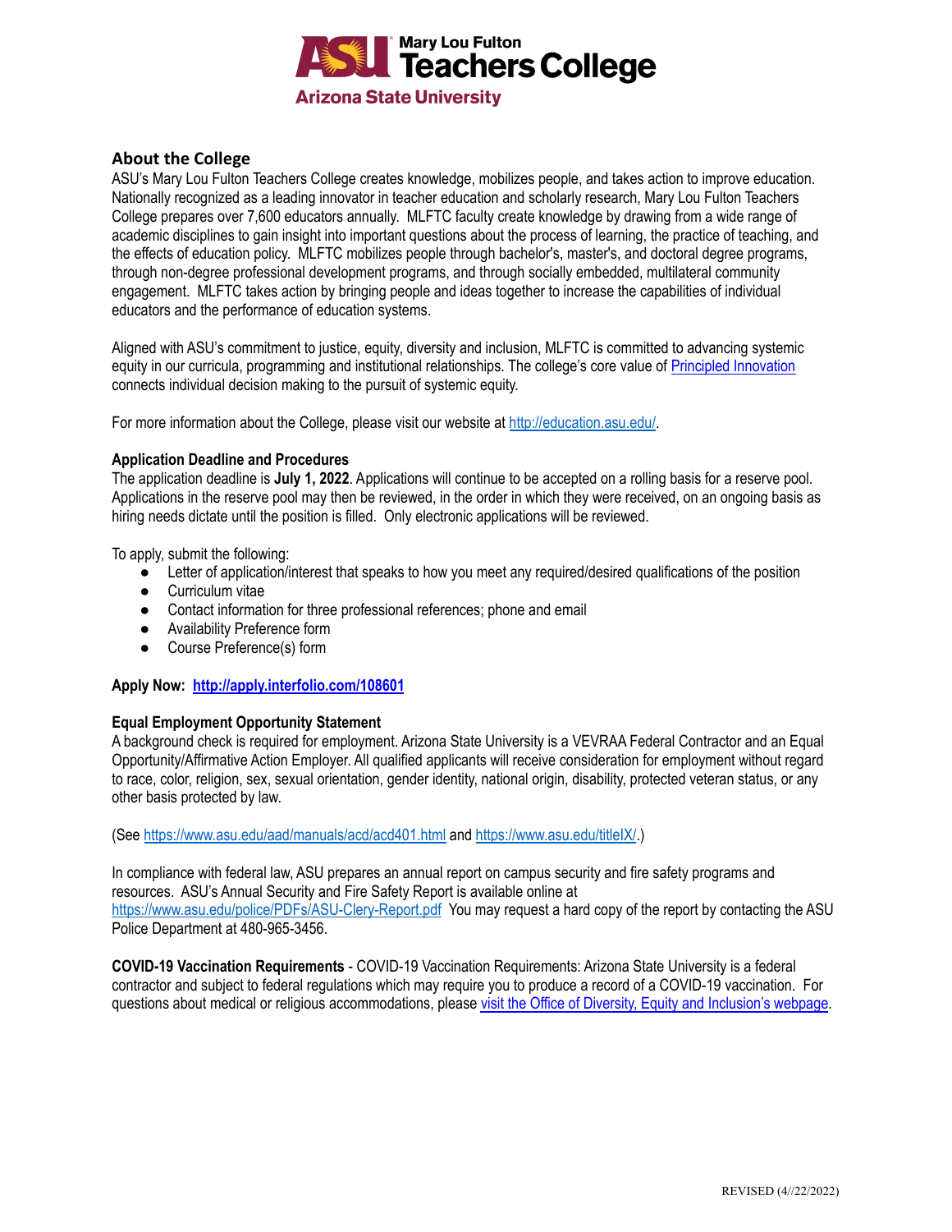## About the College

ASU's Mary Lou Fulton Teachers College creates knowledge, mobilizes people, and takes action to improve education. Nationally recognized as a leading innovator in teacher education and scholarly research, Mary Lou Fulton Teachers College prepares over 7,600 educators annually. MLFTC faculty create knowledge by drawing from a wide range of academic disciplines to gain insight into important questions about the process of learning, the practice of teaching, and the effects of education policy. MLFTC mobilizes people through bachelor's, master's, and doctoral degree programs, through non-degree professional development programs, and through socially embedded, multilateral community engagement. MLFTC takes action by bringing people and ideas together to increase the capabilities of individual educators and the performance of education systems.

Aligned with ASU's commitment to justice, equity, diversity and inclusion, MLFTC is committed to advancing systemic equity in our curricula, programming and institutional relationships. The college's core value of Principled Innovation connects individual decision making to the pursuit of systemic equity.

For more information about the College, please visit our website at http://education.asu.edu/.

**Application Deadline and Procedures**

The application deadline is **July 1, 2022**. Applications will continue to be accepted on a rolling basis for a reserve pool. Applications in the reserve pool may then be reviewed, in the order in which they were received, on an ongoing basis as hiring needs dictate until the position is filled. Only electronic applications will be reviewed.

To apply, submit the following:

- Letter of application/interest that speaks to how you meet any required/desired qualifications of the position
- Curriculum vitae
- Contact information for three professional references; phone and email
- Availability Preference form
- Course Preference(s) form

**Apply Now: http://apply.interfolio.com/108601**

**Equal Employment Opportunity Statement**

A background check is required for employment. Arizona State University is a VEVRAA Federal Contractor and an Equal Opportunity/Affirmative Action Employer. All qualified applicants will receive consideration for employment without regard to race, color, religion, sex, sexual orientation, gender identity, national origin, disability, protected veteran status, or any other basis protected by law.

(See https://www.asu.edu/aad/manuals/acd/acd401.html and https://www.asu.edu/titleIX/.)

In compliance with federal law, ASU prepares an annual report on campus security and fire safety programs and resources. ASU's Annual Security and Fire Safety Report is available online at https://www.asu.edu/police/PDFs/ASU-Clery-Report.pdf You may request a hard copy of the report by contacting the ASU Police Department at 480-965-3456.

**COVID-19 Vaccination Requirements** - COVID-19 Vaccination Requirements: Arizona State University is a federal contractor and subject to federal regulations which may require you to produce a record of a COVID-19 vaccination. For questions about medical or religious accommodations, please visit the Office of Diversity, Equity and Inclusion's webpage.

REVISED (4//22/2022)